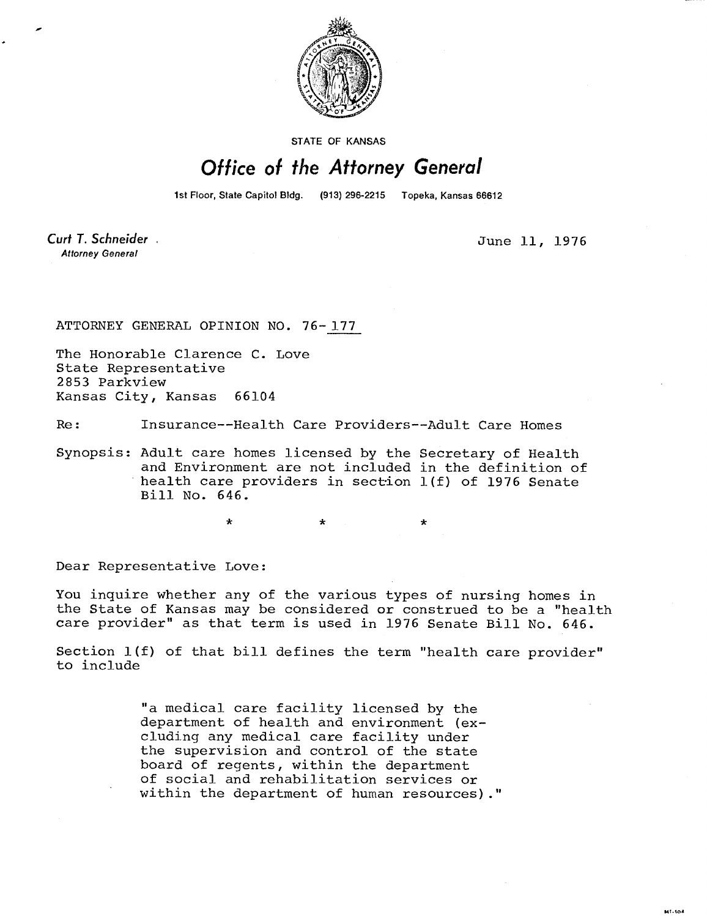STATE OF KANSAS

# Office of the Attorney General

1st Floor, State Capitol Bldg. (913) 296-2215 Topeka, Kansas 66612

*Curt T. Schneider*
*Attorney General*

June 11, 1976

ATTORNEY GENERAL OPINION NO. 76-177

The Honorable Clarence C. Love
State Representative
2853 Parkview
Kansas City, Kansas 66104

Re: Insurance--Health Care Providers--Adult Care Homes

Synopsis: Adult care homes licensed by the Secretary of Health and Environment are not included in the definition of health care providers in section 1(f) of 1976 Senate Bill No. 646.

\* \* \*

Dear Representative Love:

You inquire whether any of the various types of nursing homes in the State of Kansas may be considered or construed to be a "health care provider" as that term is used in 1976 Senate Bill No. 646.

Section 1(f) of that bill defines the term "health care provider" to include

> "a medical care facility licensed by the department of health and environment (excluding any medical care facility under the supervision and control of the state board of regents, within the department of social and rehabilitation services or within the department of human resources)."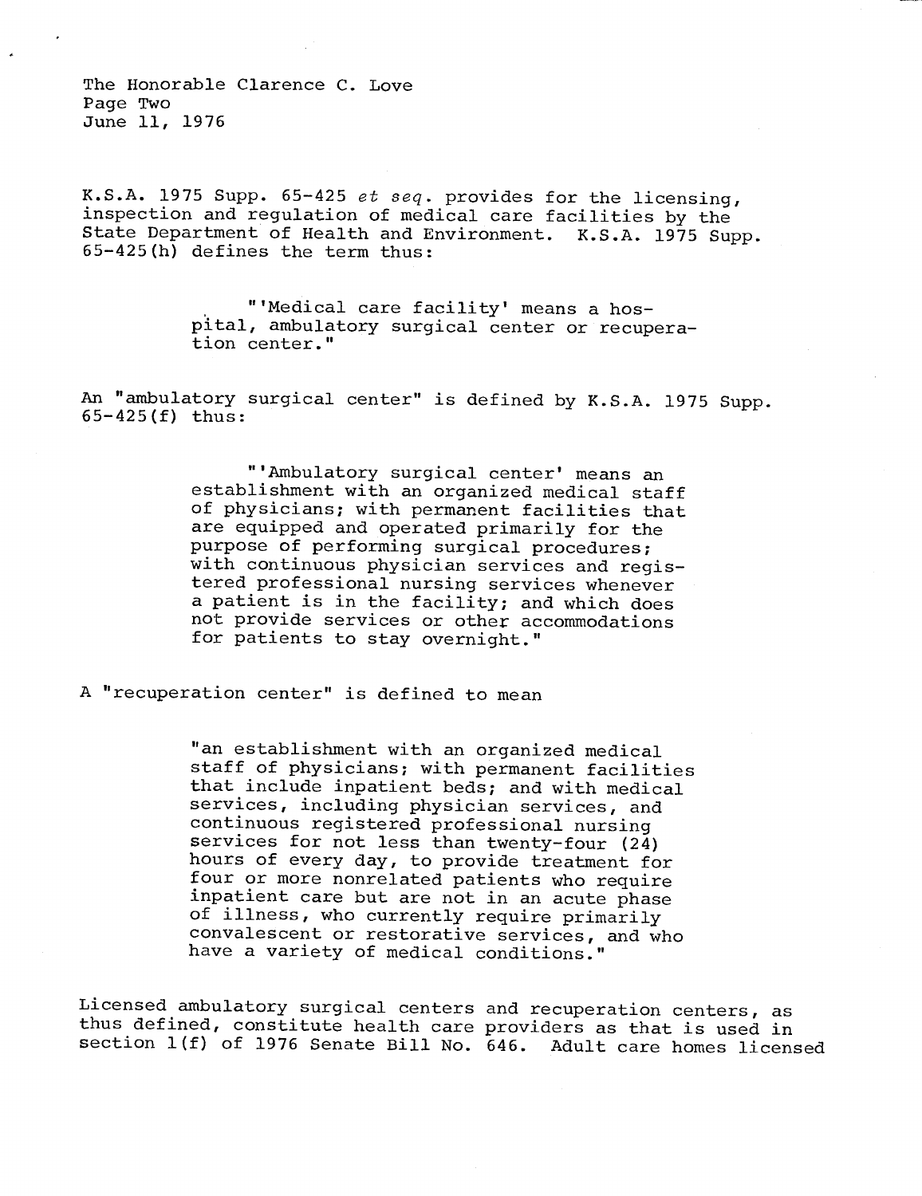K.S.A. 1975 Supp. 65-425 *et seq.* provides for the licensing, inspection and regulation of medical care facilities by the State Department of Health and Environment. K.S.A. 1975 Supp. 65-425(h) defines the term thus:

> "'Medical care facility' means a hospital, ambulatory surgical center or recuperation center."

An "ambulatory surgical center" is defined by K.S.A. 1975 Supp. 65-425(f) thus:

> "'Ambulatory surgical center' means an establishment with an organized medical staff of physicians; with permanent facilities that are equipped and operated primarily for the purpose of performing surgical procedures; with continuous physician services and registered professional nursing services whenever a patient is in the facility; and which does not provide services or other accommodations for patients to stay overnight."

A "recuperation center" is defined to mean

> "an establishment with an organized medical staff of physicians; with permanent facilities that include inpatient beds; and with medical services, including physician services, and continuous registered professional nursing services for not less than twenty-four (24) hours of every day, to provide treatment for four or more nonrelated patients who require inpatient care but are not in an acute phase of illness, who currently require primarily convalescent or restorative services, and who have a variety of medical conditions."

Licensed ambulatory surgical centers and recuperation centers, as thus defined, constitute health care providers as that is used in section 1(f) of 1976 Senate Bill No. 646. Adult care homes licensed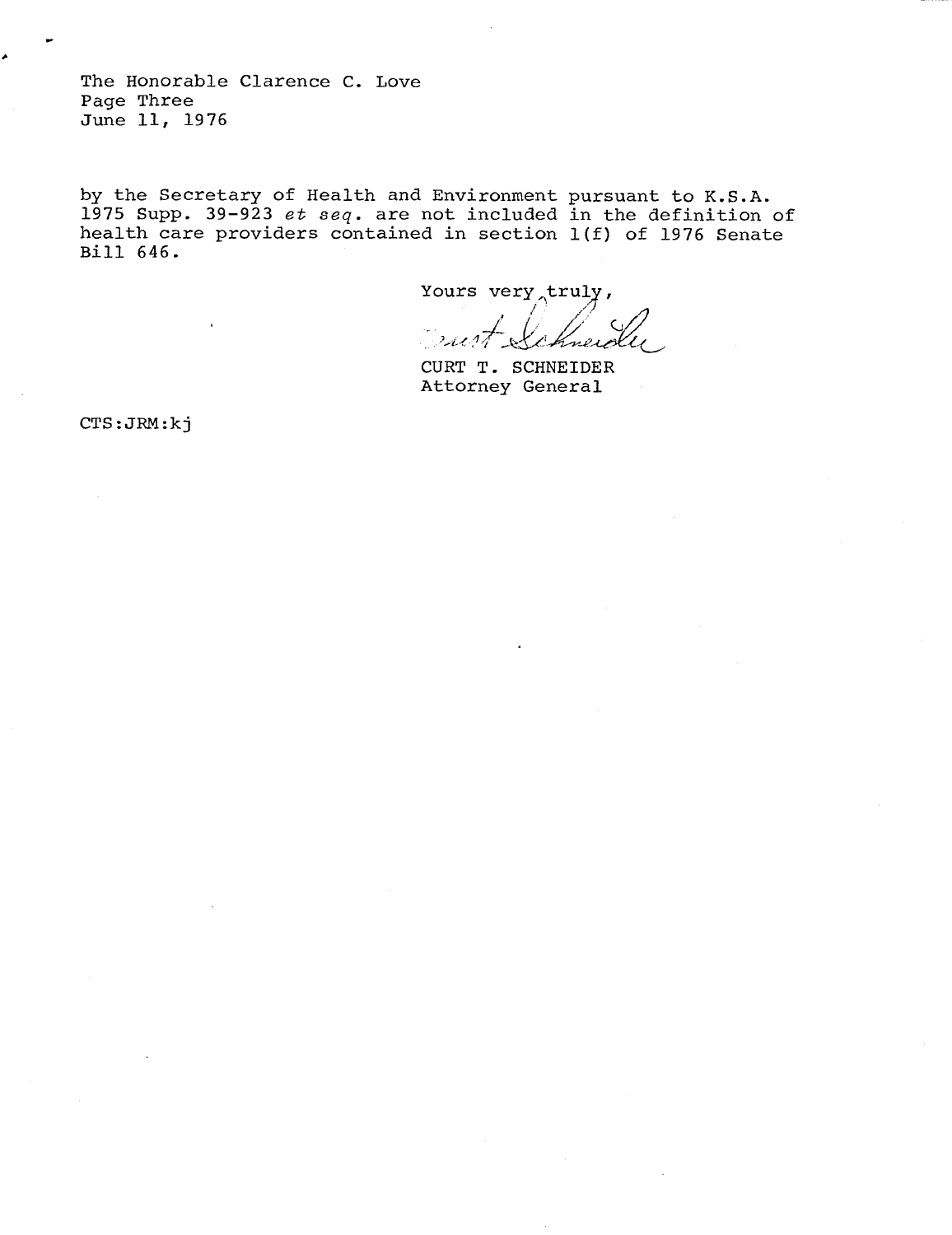The Honorable Clarence C. Love
Page Three
June 11, 1976

by the Secretary of Health and Environment pursuant to K.S.A. 1975 Supp. 39-923 *et seq.* are not included in the definition of health care providers contained in section 1(f) of 1976 Senate Bill 646.

Yours very truly,

Curt Schneider

CURT T. SCHNEIDER
Attorney General

CTS:JRM:kj